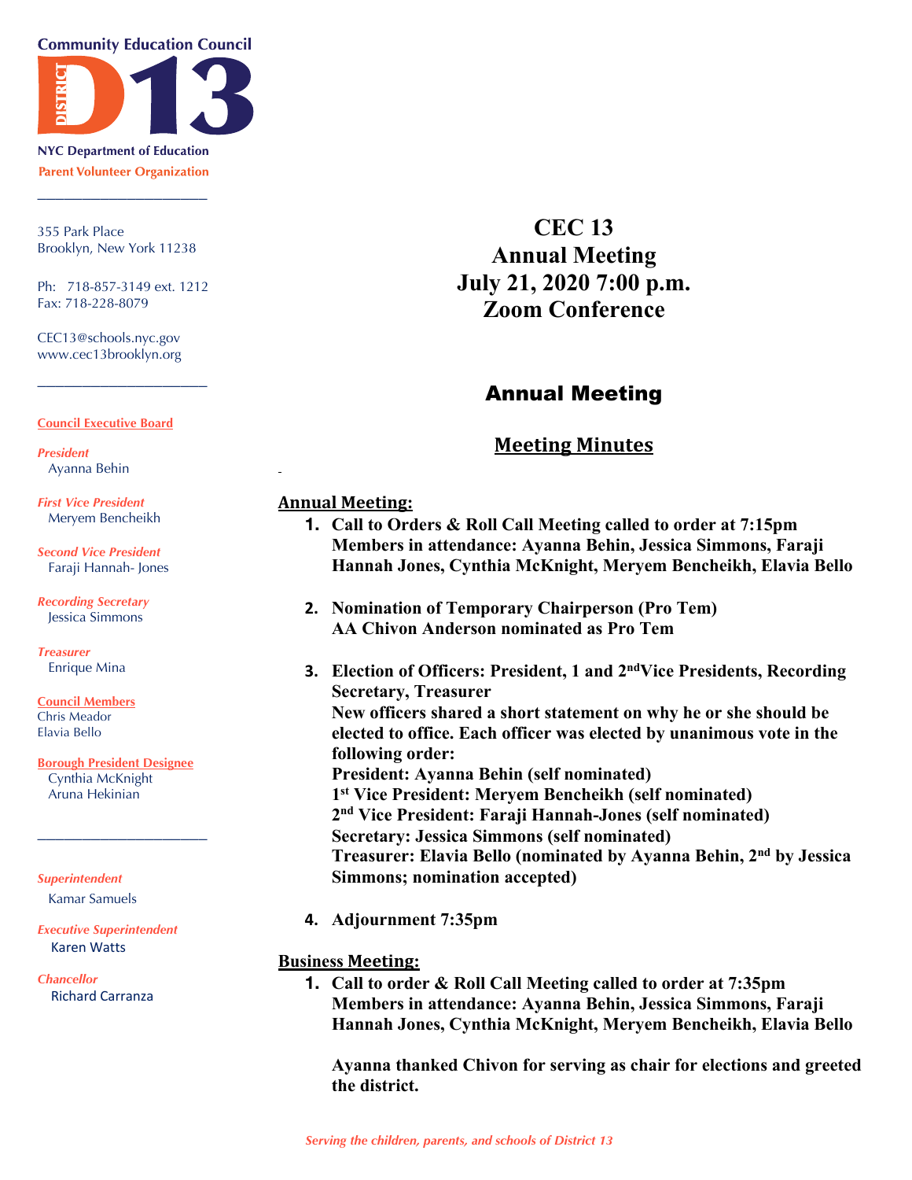**Community Education Council**

**DISTRICT D13**

**NYC Department of Education**

**Parent Volunteer Organization**

355 Park Place
Brooklyn, New York 11238

Ph: 718-857-3149 ext. 1212
Fax: 718-228-8079

CEC13@schools.nyc.gov
www.cec13brooklyn.org

**Council Executive Board**

*President*
Ayanna Behin

*First Vice President*
Meryem Bencheikh

*Second Vice President*
Faraji Hannah- Jones

*Recording Secretary*
Jessica Simmons

*Treasurer*
Enrique Mina

**Council Members**
Chris Meador
Elavia Bello

**Borough President Designee**
Cynthia McKnight
Aruna Hekinian

*Superintendent*
Kamar Samuels

*Executive Superintendent*
Karen Watts

*Chancellor*
Richard Carranza

# CEC 13
# Annual Meeting
# July 21, 2020 7:00 p.m.
# Zoom Conference

## Annual Meeting

## Meeting Minutes

**Annual Meeting:**

1. **Call to Orders & Roll Call Meeting called to order at 7:15pm**
   **Members in attendance: Ayanna Behin, Jessica Simmons, Faraji Hannah Jones, Cynthia McKnight, Meryem Bencheikh, Elavia Bello**

2. **Nomination of Temporary Chairperson (Pro Tem)**
   **AA Chivon Anderson nominated as Pro Tem**

3. **Election of Officers: President, 1 and 2nd Vice Presidents, Recording Secretary, Treasurer**
   **New officers shared a short statement on why he or she should be elected to office. Each officer was elected by unanimous vote in the following order:**
   **President: Ayanna Behin (self nominated)**
   **1st Vice President: Meryem Bencheikh (self nominated)**
   **2nd Vice President: Faraji Hannah-Jones (self nominated)**
   **Secretary: Jessica Simmons (self nominated)**
   **Treasurer: Elavia Bello (nominated by Ayanna Behin, 2nd by Jessica Simmons; nomination accepted)**

4. **Adjournment 7:35pm**

**Business Meeting:**

1. **Call to order & Roll Call Meeting called to order at 7:35pm**
   **Members in attendance: Ayanna Behin, Jessica Simmons, Faraji Hannah Jones, Cynthia McKnight, Meryem Bencheikh, Elavia Bello**

   **Ayanna thanked Chivon for serving as chair for elections and greeted the district.**

*Serving the children, parents, and schools of District 13*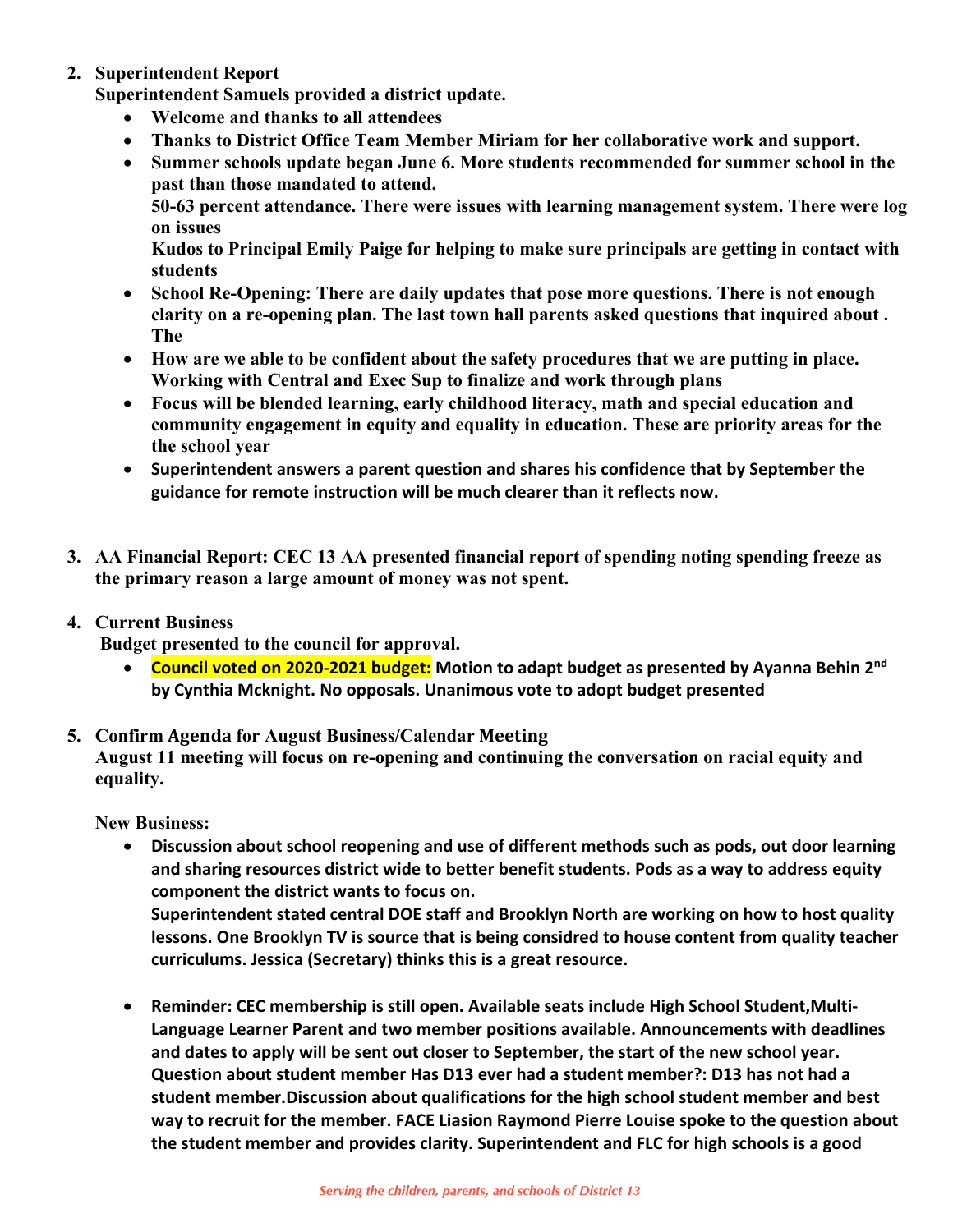2. **Superintendent Report**
   **Superintendent Samuels provided a district update.**
   - **Welcome and thanks to all attendees**
   - **Thanks to District Office Team Member Miriam for her collaborative work and support.**
   - **Summer schools update began June 6. More students recommended for summer school in the past than those mandated to attend.**
     **50-63 percent attendance. There were issues with learning management system. There were log on issues**
     **Kudos to Principal Emily Paige for helping to make sure principals are getting in contact with students**
   - **School Re-Opening: There are daily updates that pose more questions. There is not enough clarity on a re-opening plan. The last town hall parents asked questions that inquired about . The**
   - **How are we able to be confident about the safety procedures that we are putting in place. Working with Central and Exec Sup to finalize and work through plans**
   - **Focus will be blended learning, early childhood literacy, math and special education and community engagement in equity and equality in education. These are priority areas for the the school year**
   - **Superintendent answers a parent question and shares his confidence that by September the guidance for remote instruction will be much clearer than it reflects now.**

3. **AA Financial Report: CEC 13 AA presented financial report of spending noting spending freeze as the primary reason a large amount of money was not spent.**

4. **Current Business**
   **Budget presented to the council for approval.**
   - **Council voted on 2020-2021 budget: Motion to adapt budget as presented by Ayanna Behin 2nd by Cynthia Mcknight. No opposals. Unanimous vote to adopt budget presented**

5. **Confirm Agenda for August Business/Calendar Meeting**
   **August 11 meeting will focus on re-opening and continuing the conversation on racial equity and equality.**

   **New Business:**
   - **Discussion about school reopening and use of different methods such as pods, out door learning and sharing resources district wide to better benefit students. Pods as a way to address equity component the district wants to focus on.**
     **Superintendent stated central DOE staff and Brooklyn North are working on how to host quality lessons. One Brooklyn TV is source that is being considred to house content from quality teacher curriculums. Jessica (Secretary) thinks this is a great resource.**

   - **Reminder: CEC membership is still open. Available seats include High School Student,Multi-Language Learner Parent and two member positions available. Announcements with deadlines and dates to apply will be sent out closer to September, the start of the new school year. Question about student member Has D13 ever had a student member?: D13 has not had a student member.Discussion about qualifications for the high school student member and best way to recruit for the member. FACE Liasion Raymond Pierre Louise spoke to the question about the student member and provides clarity. Superintendent and FLC for high schools is a good**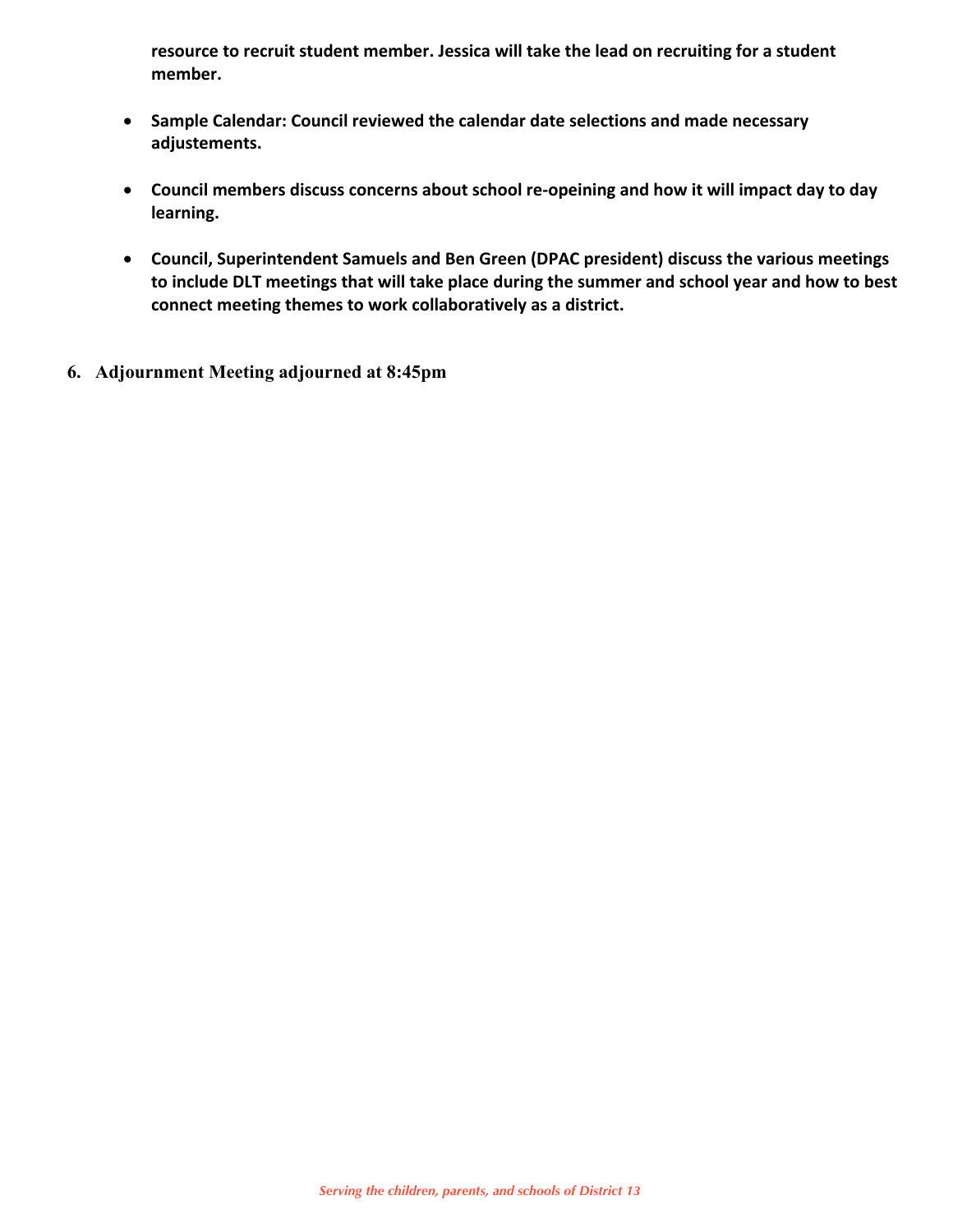**resource to recruit student member. Jessica will take the lead on recruiting for a student member.**

- **Sample Calendar: Council reviewed the calendar date selections and made necessary adjustements.**

- **Council members discuss concerns about school re-opeining and how it will impact day to day learning.**

- **Council, Superintendent Samuels and Ben Green (DPAC president) discuss the various meetings to include DLT meetings that will take place during the summer and school year and how to best connect meeting themes to work collaboratively as a district.**

6. **Adjournment Meeting adjourned at 8:45pm**

*Serving the children, parents, and schools of District 13*